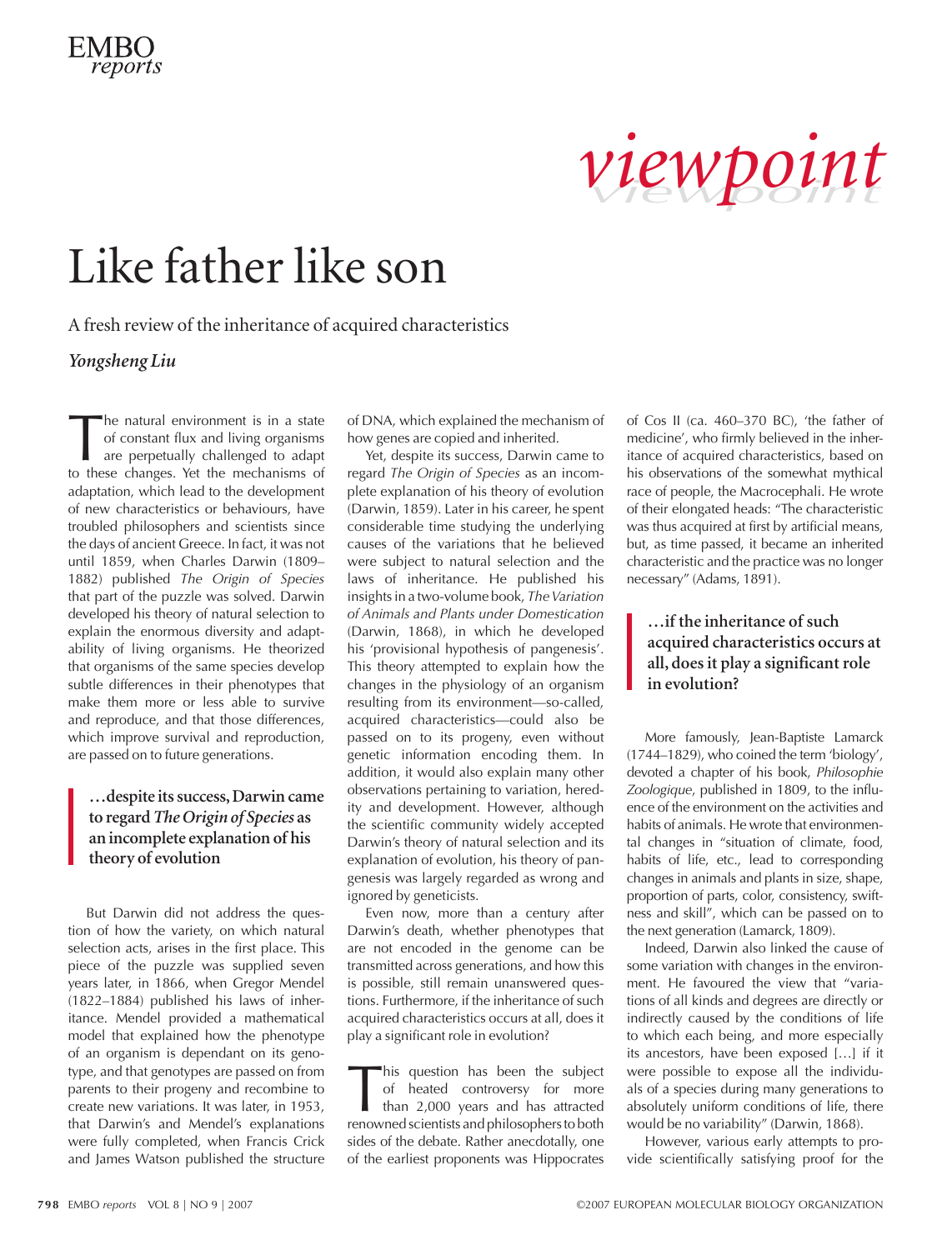viewpoint

# Like father like son

A fresh review of the inheritance of acquired characteristics

*Yongsheng Liu*

The natural environment is in a state of constant flux and living organisms are perpetually challenged to adapt to these changes. Yet the mechanisms of adaptation, which lead to the development of new characteristics or behaviours, have troubled philosophers and scientists since the days of ancient Greece. In fact, it was not until 1859, when Charles Darwin (1809–1882) published *The Origin of Species* that part of the puzzle was solved. Darwin developed his theory of natural selection to explain the enormous diversity and adaptability of living organisms. He theorized that organisms of the same species develop subtle differences in their phenotypes that make them more or less able to survive and reproduce, and that those differences, which improve survival and reproduction, are passed on to future generations.

> **…despite its success, Darwin came to regard *The Origin of Species* as an incomplete explanation of his theory of evolution**

But Darwin did not address the question of how the variety, on which natural selection acts, arises in the first place. This piece of the puzzle was supplied seven years later, in 1866, when Gregor Mendel (1822–1884) published his laws of inheritance. Mendel provided a mathematical model that explained how the phenotype of an organism is dependant on its genotype, and that genotypes are passed on from parents to their progeny and recombine to create new variations. It was later, in 1953, that Darwin's and Mendel's explanations were fully completed, when Francis Crick and James Watson published the structure of DNA, which explained the mechanism of how genes are copied and inherited.

Yet, despite its success, Darwin came to regard *The Origin of Species* as an incomplete explanation of his theory of evolution (Darwin, 1859). Later in his career, he spent considerable time studying the underlying causes of the variations that he believed were subject to natural selection and the laws of inheritance. He published his insights in a two-volume book, *The Variation of Animals and Plants under Domestication* (Darwin, 1868), in which he developed his 'provisional hypothesis of pangenesis'. This theory attempted to explain how the changes in the physiology of an organism resulting from its environment—so-called, acquired characteristics—could also be passed on to its progeny, even without genetic information encoding them. In addition, it would also explain many other observations pertaining to variation, heredity and development. However, although the scientific community widely accepted Darwin's theory of natural selection and its explanation of evolution, his theory of pangenesis was largely regarded as wrong and ignored by geneticists.

Even now, more than a century after Darwin's death, whether phenotypes that are not encoded in the genome can be transmitted across generations, and how this is possible, still remain unanswered questions. Furthermore, if the inheritance of such acquired characteristics occurs at all, does it play a significant role in evolution?

This question has been the subject of heated controversy for more than 2,000 years and has attracted renowned scientists and philosophers to both sides of the debate. Rather anecdotally, one of the earliest proponents was Hippocrates of Cos II (ca. 460–370 BC), 'the father of medicine', who firmly believed in the inheritance of acquired characteristics, based on his observations of the somewhat mythical race of people, the Macrocephali. He wrote of their elongated heads: "The characteristic was thus acquired at first by artificial means, but, as time passed, it became an inherited characteristic and the practice was no longer necessary" (Adams, 1891).

> **…if the inheritance of such acquired characteristics occurs at all, does it play a significant role in evolution?**

More famously, Jean-Baptiste Lamarck (1744–1829), who coined the term 'biology', devoted a chapter of his book, *Philosophie Zoologique*, published in 1809, to the influence of the environment on the activities and habits of animals. He wrote that environmental changes in "situation of climate, food, habits of life, etc., lead to corresponding changes in animals and plants in size, shape, proportion of parts, color, consistency, swiftness and skill", which can be passed on to the next generation (Lamarck, 1809).

Indeed, Darwin also linked the cause of some variation with changes in the environment. He favoured the view that "variations of all kinds and degrees are directly or indirectly caused by the conditions of life to which each being, and more especially its ancestors, have been exposed […] if it were possible to expose all the individuals of a species during many generations to absolutely uniform conditions of life, there would be no variability" (Darwin, 1868).

However, various early attempts to provide scientifically satisfying proof for the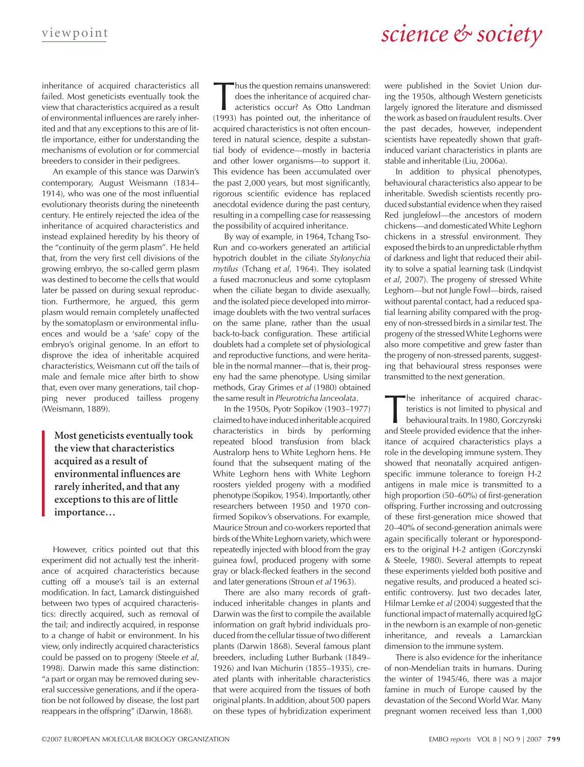inheritance of acquired characteristics all failed. Most geneticists eventually took the view that characteristics acquired as a result of environmental influences are rarely inherited and that any exceptions to this are of little importance, either for understanding the mechanisms of evolution or for commercial breeders to consider in their pedigrees.

An example of this stance was Darwin's contemporary, August Weismann (1834–1914), who was one of the most influential evolutionary theorists during the nineteenth century. He entirely rejected the idea of the inheritance of acquired characteristics and instead explained heredity by his theory of the "continuity of the germ plasm". He held that, from the very first cell divisions of the growing embryo, the so-called germ plasm was destined to become the cells that would later be passed on during sexual reproduction. Furthermore, he argued, this germ plasm would remain completely unaffected by the somatoplasm or environmental influences and would be a 'safe' copy of the embryo's original genome. In an effort to disprove the idea of inheritable acquired characteristics, Weismann cut off the tails of male and female mice after birth to show that, even over many generations, tail chopping never produced tailless progeny (Weismann, 1889).

> **Most geneticists eventually took the view that characteristics acquired as a result of environmental influences are rarely inherited, and that any exceptions to this are of little importance…**

However, critics pointed out that this experiment did not actually test the inheritance of acquired characteristics because cutting off a mouse's tail is an external modification. In fact, Lamarck distinguished between two types of acquired characteristics: directly acquired, such as removal of the tail; and indirectly acquired, in response to a change of habit or environment. In his view, only indirectly acquired characteristics could be passed on to progeny (Steele *et al*, 1998). Darwin made this same distinction: "a part or organ may be removed during several successive generations, and if the operation be not followed by disease, the lost part reappears in the offspring" (Darwin, 1868).

Thus the question remains unanswered: does the inheritance of acquired characteristics occur? As Otto Landman (1993) has pointed out, the inheritance of acquired characteristics is not often encountered in natural science, despite a substantial body of evidence—mostly in bacteria and other lower organisms—to support it. This evidence has been accumulated over the past 2,000 years, but most significantly, rigorous scientific evidence has replaced anecdotal evidence during the past century, resulting in a compelling case for reassessing the possibility of acquired inheritance.

By way of example, in 1964, Tchang Tso-Run and co-workers generated an artificial hypotrich doublet in the ciliate *Stylonychia mytilus* (Tchang *et al*, 1964). They isolated a fused macronucleus and some cytoplasm when the ciliate began to divide asexually, and the isolated piece developed into mirror-image doublets with the two ventral surfaces on the same plane, rather than the usual back-to-back configuration. These artificial doublets had a complete set of physiological and reproductive functions, and were heritable in the normal manner—that is, their progeny had the same phenotype. Using similar methods, Gray Grimes *et al* (1980) obtained the same result in *Pleurotricha lanceolata*.

In the 1950s, Pyotr Sopikov (1903–1977) claimed to have induced inheritable acquired characteristics in birds by performing repeated blood transfusion from black Australorp hens to White Leghorn hens. He found that the subsequent mating of the White Leghorn hens with White Leghorn roosters yielded progeny with a modified phenotype (Sopikov, 1954). Importantly, other researchers between 1950 and 1970 confirmed Sopikov's observations. For example, Maurice Stroun and co-workers reported that birds of the White Leghorn variety, which were repeatedly injected with blood from the gray guinea fowl, produced progeny with some gray or black-flecked feathers in the second and later generations (Stroun *et al* 1963).

There are also many records of graft-induced inheritable changes in plants and Darwin was the first to compile the available information on graft hybrid individuals produced from the cellular tissue of two different plants (Darwin 1868). Several famous plant breeders, including Luther Burbank (1849–1926) and Ivan Michurin (1855–1935), created plants with inheritable characteristics that were acquired from the tissues of both original plants. In addition, about 500 papers on these types of hybridization experiment were published in the Soviet Union during the 1950s, although Western geneticists largely ignored the literature and dismissed the work as based on fraudulent results. Over the past decades, however, independent scientists have repeatedly shown that graft-induced variant characteristics in plants are stable and inheritable (Liu, 2006a).

In addition to physical phenotypes, behavioural characteristics also appear to be inheritable. Swedish scientists recently produced substantial evidence when they raised Red junglefowl—the ancestors of modern chickens—and domesticated White Leghorn chickens in a stressful environment. They exposed the birds to an unpredictable rhythm of darkness and light that reduced their ability to solve a spatial learning task (Lindqvist *et al*, 2007). The progeny of stressed White Leghorns—but not Jungle Fowl—birds, raised without parental contact, had a reduced spatial learning ability compared with the progeny of non-stressed birds in a similar test. The progeny of the stressed White Leghorns were also more competitive and grew faster than the progeny of non-stressed parents, suggesting that behavioural stress responses were transmitted to the next generation.

The inheritance of acquired characteristics is not limited to physical and behavioural traits. In 1980, Gorczynski and Steele provided evidence that the inheritance of acquired characteristics plays a role in the developing immune system. They showed that neonatally acquired antigen-specific immune tolerance to foreign H-2 antigens in male mice is transmitted to a high proportion (50–60%) of first-generation offspring. Further incrossing and outcrossing of these first-generation mice showed that 20–40% of second-generation animals were again specifically tolerant or hyporesponders to the original H-2 antigen (Gorczynski & Steele, 1980). Several attempts to repeat these experiments yielded both positive and negative results, and produced a heated scientific controversy. Just two decades later, Hilmar Lemke *et al* (2004) suggested that the functional impact of maternally acquired IgG in the newborn is an example of non-genetic inheritance, and reveals a Lamarckian dimension to the immune system.

There is also evidence for the inheritance of non-Mendelian traits in humans. During the winter of 1945/46, there was a major famine in much of Europe caused by the devastation of the Second World War. Many pregnant women received less than 1,000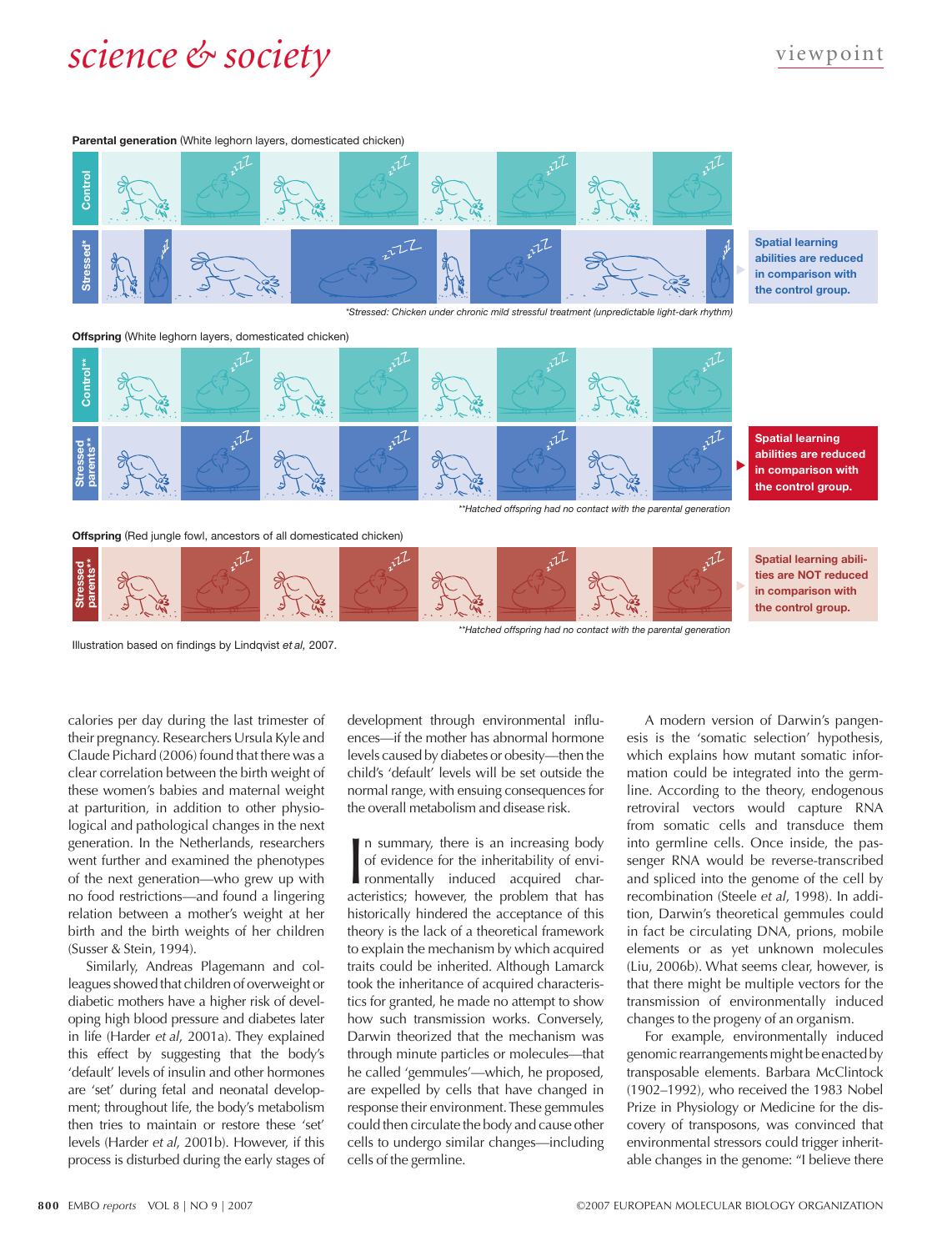**Parental generation** (White leghorn layers, domesticated chicken)

Control

Stressed*

Spatial learning abilities are reduced in comparison with the control group.

*Stressed: Chicken under chronic mild stressful treatment (unpredictable light-dark rhythm)

**Offspring** (White leghorn layers, domesticated chicken)

Control**

Stressed parents**

Spatial learning abilities are reduced in comparison with the control group.

**Hatched offspring had no contact with the parental generation

**Offspring** (Red jungle fowl, ancestors of all domesticated chicken)

Stressed parents**

Spatial learning abilities are NOT reduced in comparison with the control group.

**Hatched offspring had no contact with the parental generation

Illustration based on findings by Lindqvist *et al*, 2007.

calories per day during the last trimester of their pregnancy. Researchers Ursula Kyle and Claude Pichard (2006) found that there was a clear correlation between the birth weight of these women's babies and maternal weight at parturition, in addition to other physiological and pathological changes in the next generation. In the Netherlands, researchers went further and examined the phenotypes of the next generation—who grew up with no food restrictions—and found a lingering relation between a mother's weight at her birth and the birth weights of her children (Susser & Stein, 1994).

Similarly, Andreas Plagemann and colleagues showed that children of overweight or diabetic mothers have a higher risk of developing high blood pressure and diabetes later in life (Harder *et al*, 2001a). They explained this effect by suggesting that the body's 'default' levels of insulin and other hormones are 'set' during fetal and neonatal development; throughout life, the body's metabolism then tries to maintain or restore these 'set' levels (Harder *et al*, 2001b). However, if this process is disturbed during the early stages of development through environmental influences—if the mother has abnormal hormone levels caused by diabetes or obesity—then the child's 'default' levels will be set outside the normal range, with ensuing consequences for the overall metabolism and disease risk.

In summary, there is an increasing body of evidence for the inheritability of environmentally induced acquired characteristics; however, the problem that has historically hindered the acceptance of this theory is the lack of a theoretical framework to explain the mechanism by which acquired traits could be inherited. Although Lamarck took the inheritance of acquired characteristics for granted, he made no attempt to show how such transmission works. Conversely, Darwin theorized that the mechanism was through minute particles or molecules—that he called 'gemmules'—which, he proposed, are expelled by cells that have changed in response their environment. These gemmules could then circulate the body and cause other cells to undergo similar changes—including cells of the germline.

A modern version of Darwin's pangenesis is the 'somatic selection' hypothesis, which explains how mutant somatic information could be integrated into the germline. According to the theory, endogenous retroviral vectors would capture RNA from somatic cells and transduce them into germline cells. Once inside, the passenger RNA would be reverse-transcribed and spliced into the genome of the cell by recombination (Steele *et al*, 1998). In addition, Darwin's theoretical gemmules could in fact be circulating DNA, prions, mobile elements or as yet unknown molecules (Liu, 2006b). What seems clear, however, is that there might be multiple vectors for the transmission of environmentally induced changes to the progeny of an organism.

For example, environmentally induced genomic rearrangements might be enacted by transposable elements. Barbara McClintock (1902–1992), who received the 1983 Nobel Prize in Physiology or Medicine for the discovery of transposons, was convinced that environmental stressors could trigger inheritable changes in the genome: "I believe there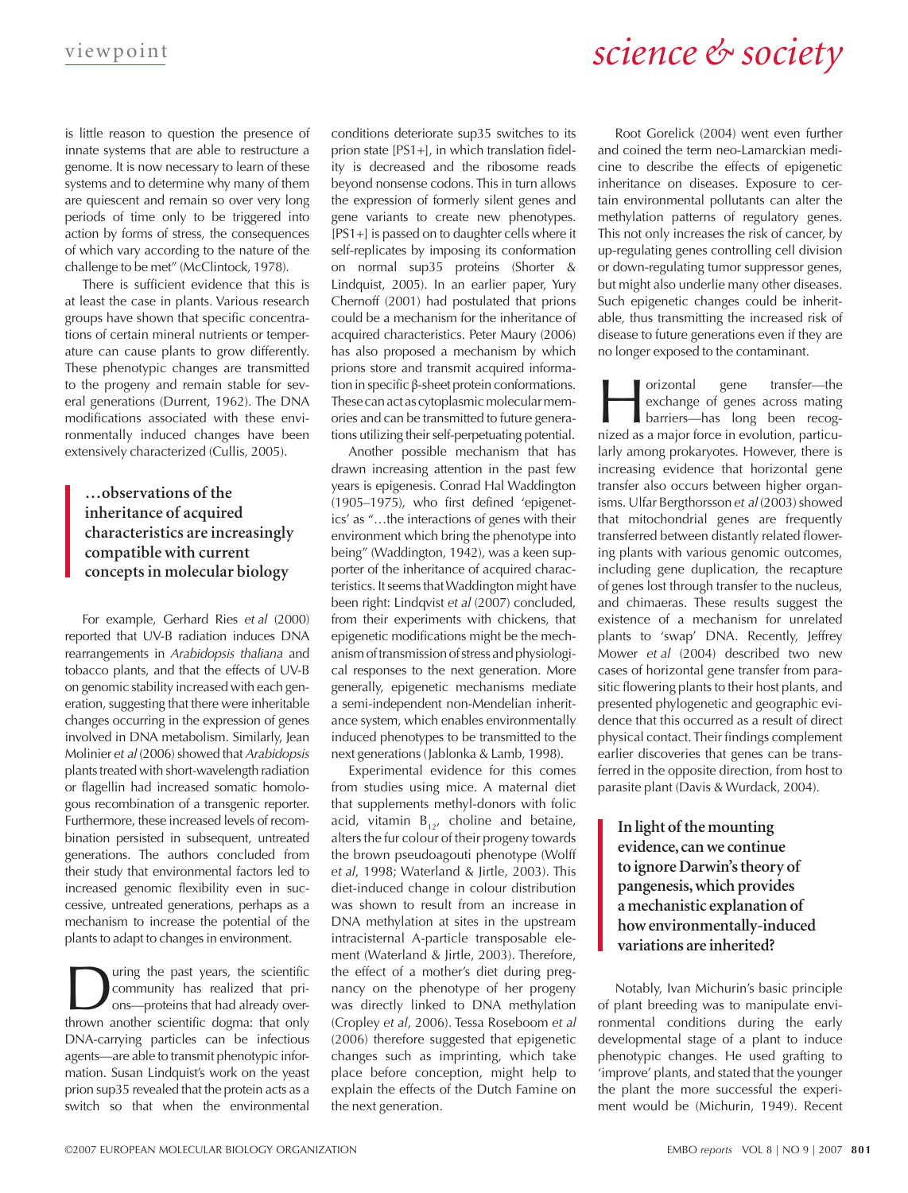is little reason to question the presence of innate systems that are able to restructure a genome. It is now necessary to learn of these systems and to determine why many of them are quiescent and remain so over very long periods of time only to be triggered into action by forms of stress, the consequences of which vary according to the nature of the challenge to be met" (McClintock, 1978).

There is sufficient evidence that this is at least the case in plants. Various research groups have shown that specific concentrations of certain mineral nutrients or temperature can cause plants to grow differently. These phenotypic changes are transmitted to the progeny and remain stable for several generations (Durrent, 1962). The DNA modifications associated with these environmentally induced changes have been extensively characterized (Cullis, 2005).

> **…observations of the inheritance of acquired characteristics are increasingly compatible with current concepts in molecular biology**

For example, Gerhard Ries *et al* (2000) reported that UV-B radiation induces DNA rearrangements in *Arabidopsis thaliana* and tobacco plants, and that the effects of UV-B on genomic stability increased with each generation, suggesting that there were inheritable changes occurring in the expression of genes involved in DNA metabolism. Similarly, Jean Molinier *et al* (2006) showed that *Arabidopsis* plants treated with short-wavelength radiation or flagellin had increased somatic homologous recombination of a transgenic reporter. Furthermore, these increased levels of recombination persisted in subsequent, untreated generations. The authors concluded from their study that environmental factors led to increased genomic flexibility even in successive, untreated generations, perhaps as a mechanism to increase the potential of the plants to adapt to changes in environment.

During the past years, the scientific community has realized that prions—proteins that had already overthrown another scientific dogma: that only DNA-carrying particles can be infectious agents—are able to transmit phenotypic information. Susan Lindquist's work on the yeast prion sup35 revealed that the protein acts as a switch so that when the environmental conditions deteriorate sup35 switches to its prion state [PS1+], in which translation fidelity is decreased and the ribosome reads beyond nonsense codons. This in turn allows the expression of formerly silent genes and gene variants to create new phenotypes. [PS1+] is passed on to daughter cells where it self-replicates by imposing its conformation on normal sup35 proteins (Shorter & Lindquist, 2005). In an earlier paper, Yury Chernoff (2001) had postulated that prions could be a mechanism for the inheritance of acquired characteristics. Peter Maury (2006) has also proposed a mechanism by which prions store and transmit acquired information in specific β-sheet protein conformations. These can act as cytoplasmic molecular memories and can be transmitted to future generations utilizing their self-perpetuating potential.

Another possible mechanism that has drawn increasing attention in the past few years is epigenesis. Conrad Hal Waddington (1905–1975), who first defined 'epigenetics' as "…the interactions of genes with their environment which bring the phenotype into being" (Waddington, 1942), was a keen supporter of the inheritance of acquired characteristics. It seems that Waddington might have been right: Lindqvist *et al* (2007) concluded, from their experiments with chickens, that epigenetic modifications might be the mechanism of transmission of stress and physiological responses to the next generation. More generally, epigenetic mechanisms mediate a semi-independent non-Mendelian inheritance system, which enables environmentally induced phenotypes to be transmitted to the next generations (Jablonka & Lamb, 1998).

Experimental evidence for this comes from studies using mice. A maternal diet that supplements methyl-donors with folic acid, vitamin $B_{12}$, choline and betaine, alters the fur colour of their progeny towards the brown pseudoagouti phenotype (Wolff *et al*, 1998; Waterland & Jirtle, 2003). This diet-induced change in colour distribution was shown to result from an increase in DNA methylation at sites in the upstream intracisternal A-particle transposable element (Waterland & Jirtle, 2003). Therefore, the effect of a mother's diet during pregnancy on the phenotype of her progeny was directly linked to DNA methylation (Cropley *et al*, 2006). Tessa Roseboom *et al* (2006) therefore suggested that epigenetic changes such as imprinting, which take place before conception, might help to explain the effects of the Dutch Famine on the next generation.

Root Gorelick (2004) went even further and coined the term neo-Lamarckian medicine to describe the effects of epigenetic inheritance on diseases. Exposure to certain environmental pollutants can alter the methylation patterns of regulatory genes. This not only increases the risk of cancer, by up-regulating genes controlling cell division or down-regulating tumor suppressor genes, but might also underlie many other diseases. Such epigenetic changes could be inheritable, thus transmitting the increased risk of disease to future generations even if they are no longer exposed to the contaminant.

Horizontal gene transfer—the exchange of genes across mating barriers—has long been recognized as a major force in evolution, particularly among prokaryotes. However, there is increasing evidence that horizontal gene transfer also occurs between higher organisms. Ulfar Bergthorsson *et al* (2003) showed that mitochondrial genes are frequently transferred between distantly related flowering plants with various genomic outcomes, including gene duplication, the recapture of genes lost through transfer to the nucleus, and chimaeras. These results suggest the existence of a mechanism for unrelated plants to 'swap' DNA. Recently, Jeffrey Mower *et al* (2004) described two new cases of horizontal gene transfer from parasitic flowering plants to their host plants, and presented phylogenetic and geographic evidence that this occurred as a result of direct physical contact. Their findings complement earlier discoveries that genes can be transferred in the opposite direction, from host to parasite plant (Davis & Wurdack, 2004).

> **In light of the mounting evidence, can we continue to ignore Darwin's theory of pangenesis, which provides a mechanistic explanation of how environmentally-induced variations are inherited?**

Notably, Ivan Michurin's basic principle of plant breeding was to manipulate environmental conditions during the early developmental stage of a plant to induce phenotypic changes. He used grafting to 'improve' plants, and stated that the younger the plant the more successful the experiment would be (Michurin, 1949). Recent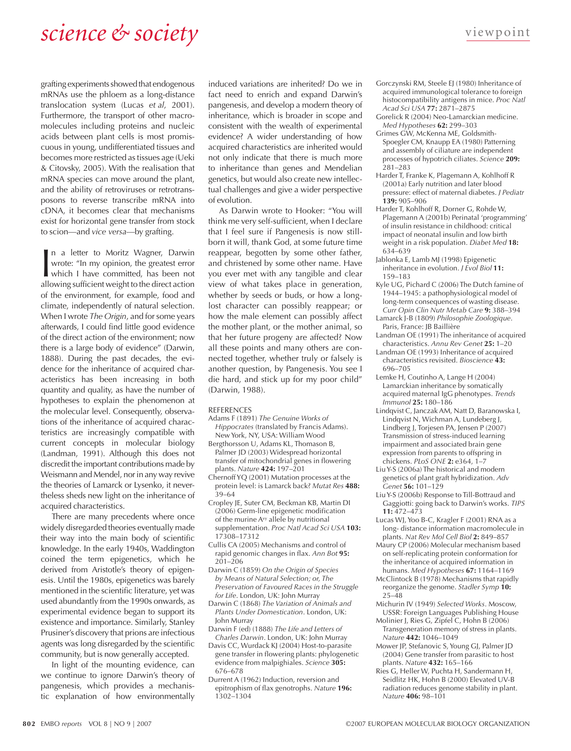grafting experiments showed that endogenous mRNAs use the phloem as a long-distance translocation system (Lucas *et al*, 2001). Furthermore, the transport of other macromolecules including proteins and nucleic acids between plant cells is most promiscuous in young, undifferentiated tissues and becomes more restricted as tissues age (Ueki & Citovsky, 2005). With the realisation that mRNA species can move around the plant, and the ability of retroviruses or retrotransposons to reverse transcribe mRNA into cDNA, it becomes clear that mechanisms exist for horizontal gene transfer from stock to scion—and *vice versa*—by grafting.

In a letter to Moritz Wagner, Darwin wrote: "In my opinion, the greatest error which I have committed, has been not allowing sufficient weight to the direct action of the environment, for example, food and climate, independently of natural selection. When I wrote *The Origin*, and for some years afterwards, I could find little good evidence of the direct action of the environment; now there is a large body of evidence" (Darwin, 1888). During the past decades, the evidence for the inheritance of acquired characteristics has been increasing in both quantity and quality, as have the number of hypotheses to explain the phenomenon at the molecular level. Consequently, observations of the inheritance of acquired characteristics are increasingly compatible with current concepts in molecular biology (Landman, 1991). Although this does not discredit the important contributions made by Weismann and Mendel, nor in any way revive the theories of Lamarck or Lysenko, it nevertheless sheds new light on the inheritance of acquired characteristics.

There are many precedents where once widely disregarded theories eventually made their way into the main body of scientific knowledge. In the early 1940s, Waddington coined the term epigenetics, which he derived from Aristotle's theory of epigenesis. Until the 1980s, epigenetics was barely mentioned in the scientific literature, yet was used abundantly from the 1990s onwards, as experimental evidence began to support its existence and importance. Similarly, Stanley Prusiner's discovery that prions are infectious agents was long disregarded by the scientific community, but is now generally accepted.

In light of the mounting evidence, can we continue to ignore Darwin's theory of pangenesis, which provides a mechanistic explanation of how environmentally induced variations are inherited? Do we in fact need to enrich and expand Darwin's pangenesis, and develop a modern theory of inheritance, which is broader in scope and consistent with the wealth of experimental evidence? A wider understanding of how acquired characteristics are inherited would not only indicate that there is much more to inheritance than genes and Mendelian genetics, but would also create new intellectual challenges and give a wider perspective of evolution.

As Darwin wrote to Hooker: "You will think me very self-sufficient, when I declare that I feel sure if Pangenesis is now stillborn it will, thank God, at some future time reappear, begotten by some other father, and christened by some other name. Have you ever met with any tangible and clear view of what takes place in generation, whether by seeds or buds, or how a long-lost character can possibly reappear; or how the male element can possibly affect the mother plant, or the mother animal, so that her future progeny are affected? Now all these points and many others are connected together, whether truly or falsely is another question, by Pangenesis. You see I die hard, and stick up for my poor child" (Darwin, 1988).

REFERENCES

- Adams F (1891) *The Genuine Works of Hippocrates* (translated by Francis Adams). New York, NY, USA: William Wood
- Bergthorsson U, Adams KL, Thomason B, Palmer JD (2003) Widespread horizontal transfer of mitochondrial genes in flowering plants. *Nature* **424:** 197–201
- Chernoff YQ (2001) Mutation processes at the protein level: is Lamarck back? *Mutat Res* **488:** 39–64
- Cropley JE, Suter CM, Beckman KB, Martin DI (2006) Germ-line epigenetic modification of the murine $A^{vy}$ allele by nutritional supplementation. *Proc Natl Acad Sci USA* **103:** 17308–17312
- Cullis CA (2005) Mechanisms and control of rapid genomic changes in flax. *Ann Bot* **95:** 201–206
- Darwin C (1859) *On the Origin of Species by Means of Natural Selection; or, The Preservation of Favoured Races in the Struggle for Life*. London, UK: John Murray
- Darwin C (1868) *The Variation of Animals and Plants Under Domestication*. London, UK: John Murray
- Darwin F (ed) (1888) *The Life and Letters of Charles Darwin*. London, UK: John Murray
- Davis CC, Wurdack KJ (2004) Host-to-parasite gene transfer in flowering plants: phylogenetic evidence from malpighiales. *Science* **305:** 676–678
- Durrent A (1962) Induction, reversion and epitrophism of flax genotrophs. *Nature* **196:** 1302–1304
- Gorczynski RM, Steele EJ (1980) Inheritance of acquired immunological tolerance to foreign histocompatibility antigens in mice. *Proc Natl Acad Sci USA* **77:** 2871–2875
- Gorelick R (2004) Neo-Lamarckian medicine. *Med Hypotheses* **62:** 299–303
- Grimes GW, McKenna ME, Goldsmith-Spoegler CM, Knaupp EA (1980) Patterning and assembly of ciliature are independent processes of hypotrich ciliates. *Science* **209:** 281–283
- Harder T, Franke K, Plagemann A, Kohlhoff R (2001a) Early nutrition and later blood pressure: effect of maternal diabetes. *J Pediatr* **139:** 905–906
- Harder T, Kohlhoff R, Dorner G, Rohde W, Plagemann A (2001b) Perinatal 'programming' of insulin resistance in childhood: critical impact of neonatal insulin and low birth weight in a risk population. *Diabet Med* **18:** 634–639
- Jablonka E, Lamb MJ (1998) Epigenetic inheritance in evolution. *J Evol Biol* **11:** 159–183
- Kyle UG, Pichard C (2006) The Dutch famine of 1944–1945: a pathophysiological model of long-term consequences of wasting disease. *Curr Opin Clin Nutr Metab Care* **9:** 388–394
- Lamarck J-B (1809) *Philosophie Zoologique*. Paris, France: JB Baillière
- Landman OE (1991) The inheritance of acquired characteristics. *Annu Rev Genet* **25:** 1–20
- Landman OE (1993) Inheritance of acquired characteristics revisited. *Bioscience* **43:** 696–705
- Lemke H, Coutinho A, Lange H (2004) Lamarckian inheritance by somatically acquired maternal IgG phenotypes. *Trends Immunol* **25:** 180–186
- Lindqvist C, Janczak AM, Natt D, Baranowska I, Lindqvist N, Wichman A, Lundeberg J, Lindberg J, Torjesen PA, Jensen P (2007) Transmission of stress-induced learning impairment and associated brain gene expression from parents to offspring in chickens. *PLoS ONE* **2:** e364, 1–7
- Liu Y-S (2006a) The historical and modern genetics of plant graft hybridization. *Adv Genet* **56:** 101–129
- Liu Y-S (2006b) Response to Till-Bottraud and Gaggiotti: going back to Darwin's works. *TIPS* **11:** 472–473
- Lucas WJ, Yoo B-C, Kragler F (2001) RNA as a long- distance information macromolecule in plants. *Nat Rev Mol Cell Biol* **2:** 849–857
- Maury CP (2006) Molecular mechanism based on self-replicating protein conformation for the inheritance of acquired information in humans. *Med Hypotheses* **67:** 1164–1169
- McClintock B (1978) Mechanisms that rapidly reorganize the genome. *Stadler Symp* **10:** 25–48
- Michurin IV (1949) *Selected Works*. Moscow, USSR: Foreign Languages Publishing House
- Molinier J, Ries G, Zipfel C, Hohn B (2006) Transgeneration memory of stress in plants. *Nature* **442:** 1046–1049
- Mower JP, Stefanovic S, Young GJ, Palmer JD (2004) Gene transfer from parasitic to host plants. *Nature* **432:** 165–166
- Ries G, Heller W, Puchta H, Sandermann H, Seidlitz HK, Hohn B (2000) Elevated UV-B radiation reduces genome stability in plant. *Nature* **406:** 98–101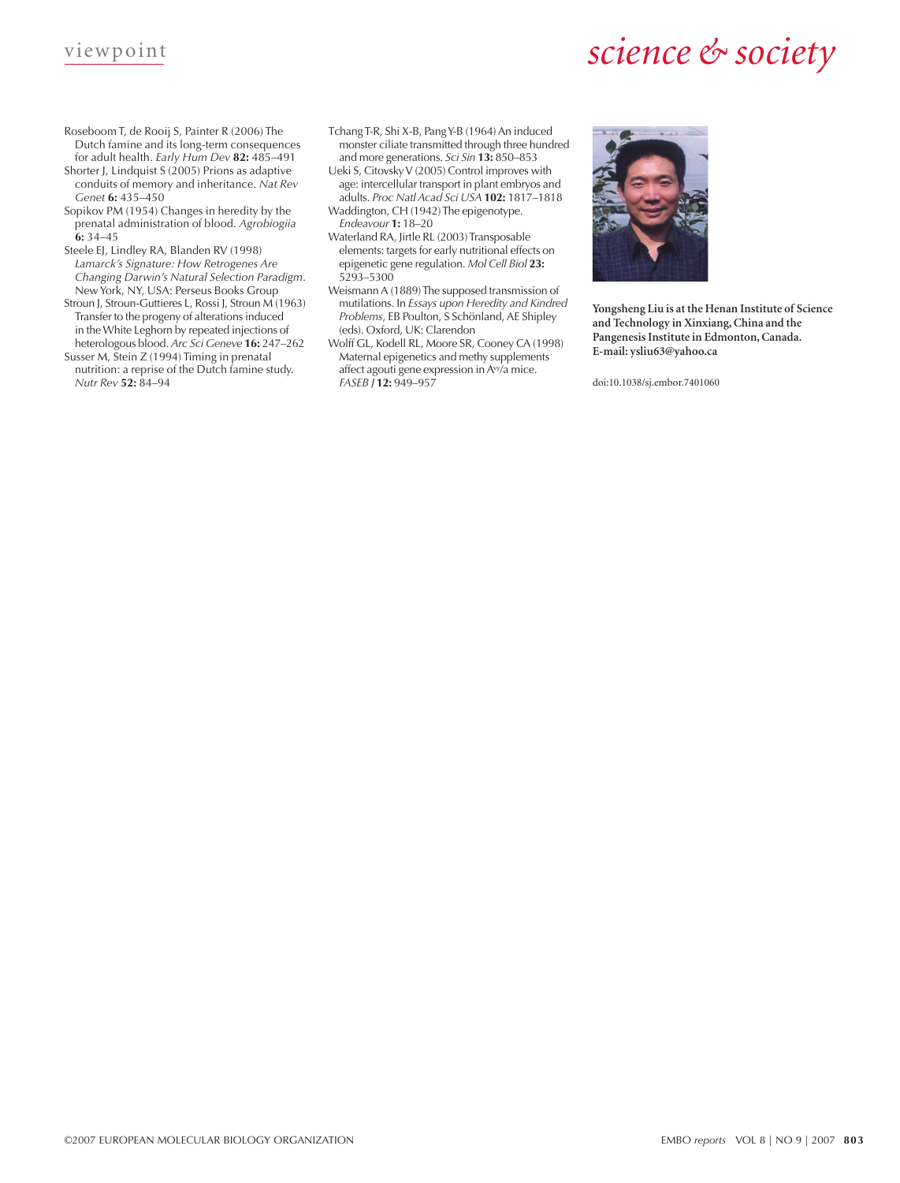Roseboom T, de Rooij S, Painter R (2006) The Dutch famine and its long-term consequences for adult health. *Early Hum Dev* **82:** 485–491

Shorter J, Lindquist S (2005) Prions as adaptive conduits of memory and inheritance. *Nat Rev Genet* **6:** 435–450

Sopikov PM (1954) Changes in heredity by the prenatal administration of blood. *Agrobiogiia* **6:** 34–45

Steele EJ, Lindley RA, Blanden RV (1998) *Lamarck's Signature: How Retrogenes Are Changing Darwin's Natural Selection Paradigm*. New York, NY, USA: Perseus Books Group

Stroun J, Stroun-Guttieres L, Rossi J, Stroun M (1963) Transfer to the progeny of alterations induced in the White Leghorn by repeated injections of heterologous blood. *Arc Sci Geneve* **16:** 247–262

Susser M, Stein Z (1994) Timing in prenatal nutrition: a reprise of the Dutch famine study. *Nutr Rev* **52:** 84–94

Tchang T-R, Shi X-B, Pang Y-B (1964) An induced monster ciliate transmitted through three hundred and more generations. *Sci Sin* **13:** 850–853

Ueki S, Citovsky V (2005) Control improves with age: intercellular transport in plant embryos and adults. *Proc Natl Acad Sci USA* **102:** 1817–1818

Waddington, CH (1942) The epigenotype. *Endeavour* **1:** 18–20

Waterland RA, Jirtle RL (2003) Transposable elements: targets for early nutritional effects on epigenetic gene regulation. *Mol Cell Biol* **23:** 5293–5300

Weismann A (1889) The supposed transmission of mutilations. In *Essays upon Heredity and Kindred Problems*, EB Poulton, S Schönland, AE Shipley (eds). Oxford, UK: Clarendon

Wolff GL, Kodell RL, Moore SR, Cooney CA (1998) Maternal epigenetics and methy supplements affect agouti gene expression in $A^{vy}/a$ mice. *FASEB J* **12:** 949–957

**Yongsheng Liu is at the Henan Institute of Science and Technology in Xinxiang, China and the Pangenesis Institute in Edmonton, Canada. E-mail: ysliu63@yahoo.ca**

doi:10.1038/sj.embor.7401060